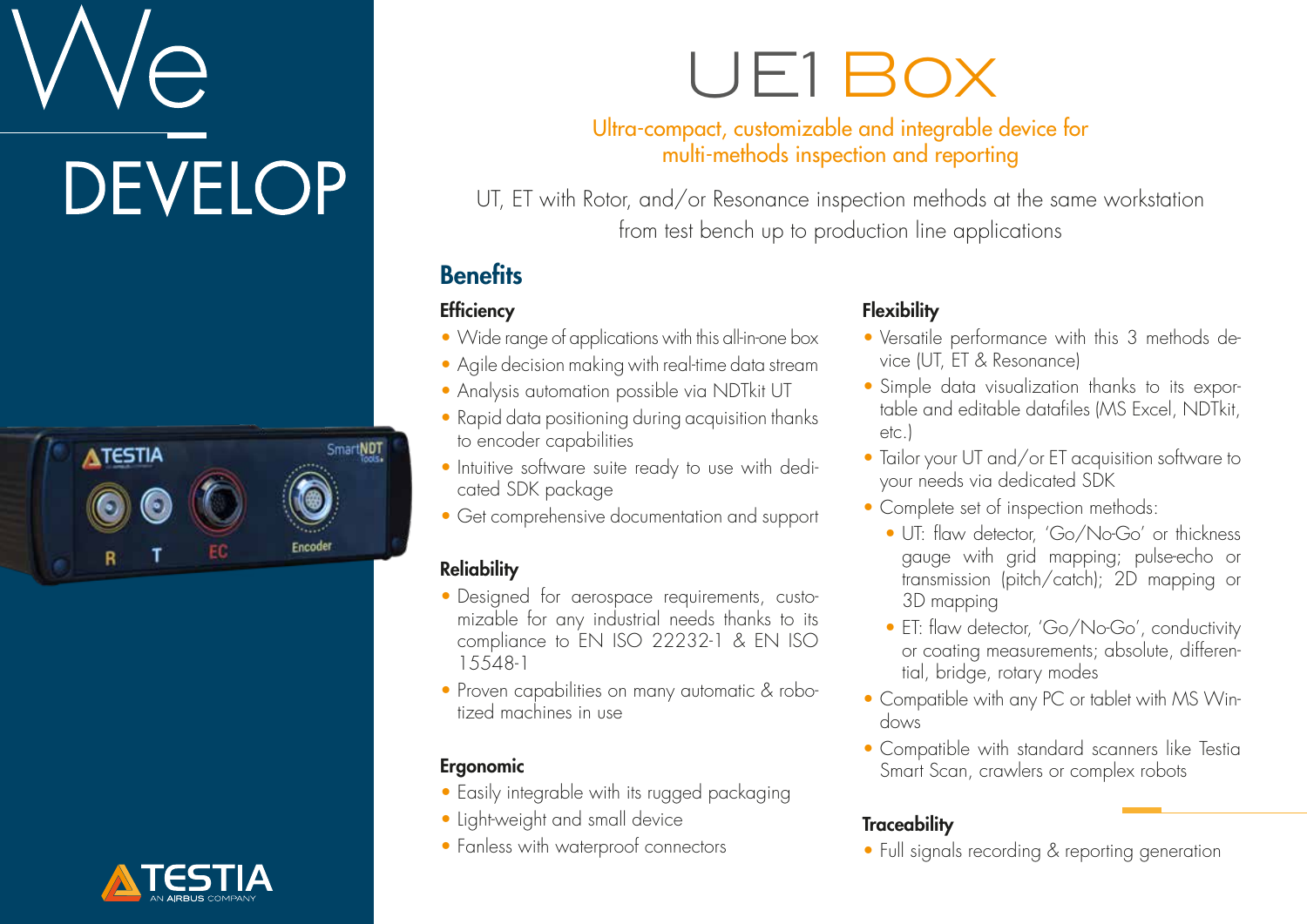We

DEVELOP

# UE1 Box

Ultra-compact, customizable and integrable device for multi-methods inspection and reporting

UT, ET with Rotor, and/or Resonance inspection methods at the same workstation from test bench up to production line applications

## Benefits

### Efficiency

- Wide range of applications with this all-in-one box
- Agile decision making with real-time data stream
- Analysis automation possible via NDTkit UT
- Rapid data positioning during acquisition thanks to encoder capabilities
- Intuitive software suite ready to use with dedicated SDK package
- Get comprehensive documentation and support

### Reliability

- Designed for aerospace requirements, customizable for any industrial needs thanks to its compliance to EN ISO 22232-1 & EN ISO 15548-1
- Proven capabilities on many automatic & robotized machines in use

### Ergonomic

- Easily integrable with its rugged packaging
- Light-weight and small device
- Fanless with waterproof connectors

### Flexibility

- Versatile performance with this 3 methods device (UT, ET & Resonance)
- Simple data visualization thanks to its exportable and editable datafiles (MS Excel, NDTkit, etc.)
- Tailor your UT and/or ET acquisition software to your needs via dedicated SDK
- Complete set of inspection methods:
  - UT: flaw detector, 'Go/No-Go' or thickness gauge with grid mapping; pulse-echo or transmission (pitch/catch); 2D mapping or 3D mapping
  - ET: flaw detector, 'Go/No-Go', conductivity or coating measurements; absolute, differential, bridge, rotary modes
- Compatible with any PC or tablet with MS Windows
- Compatible with standard scanners like Testia Smart Scan, crawlers or complex robots

### Traceability

- Full signals recording & reporting generation

TESTIA AN AIRBUS COMPANY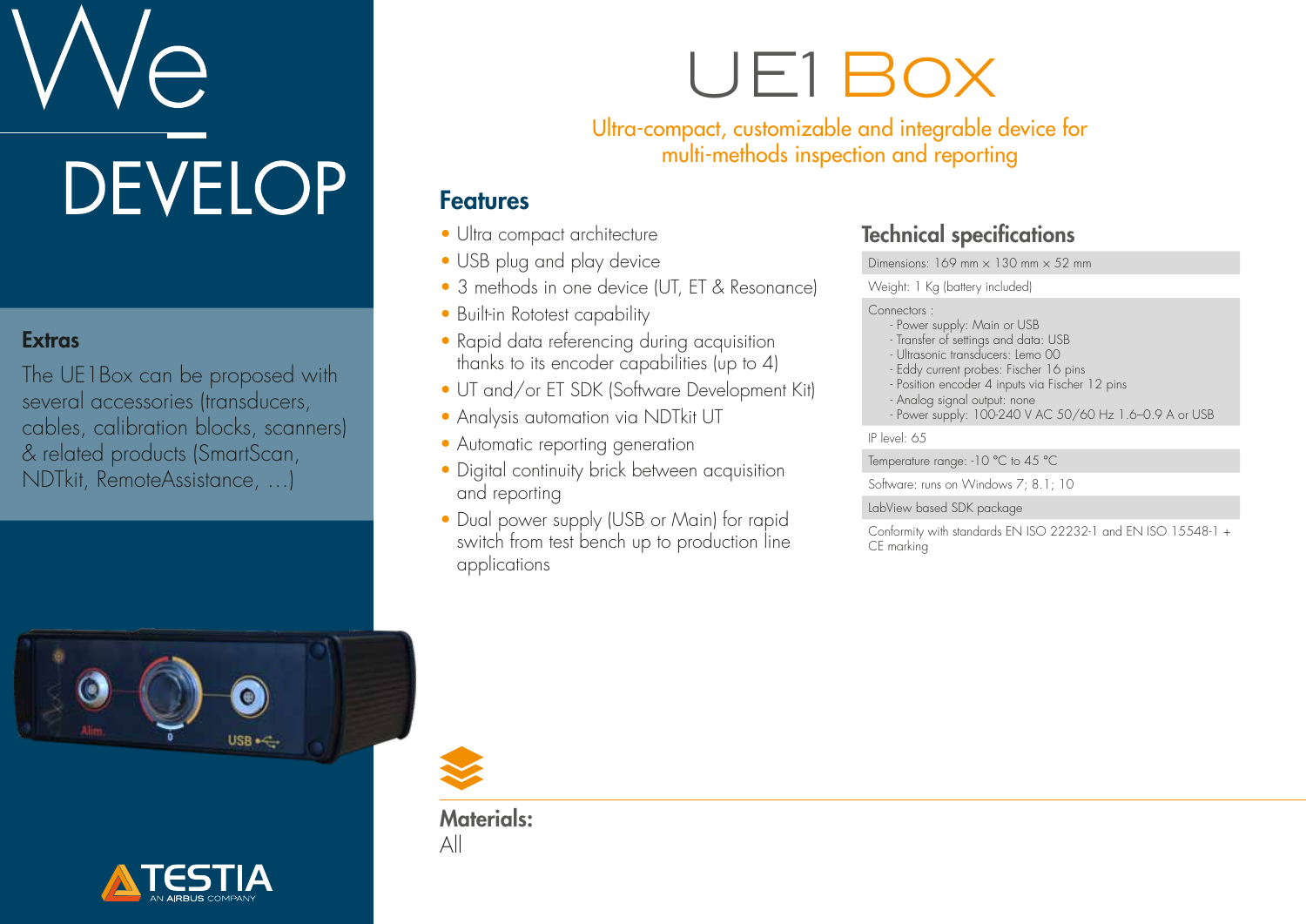We

DEVELOP

### Extras

The UE1Box can be proposed with several accessories (transducers, cables, calibration blocks, scanners) & related products (SmartScan, NDTkit, RemoteAssistance, …)

# UE1 Box

Ultra-compact, customizable and integrable device for multi-methods inspection and reporting

## Features

- Ultra compact architecture
- USB plug and play device
- 3 methods in one device (UT, ET & Resonance)
- Built-in Rototest capability
- Rapid data referencing during acquisition thanks to its encoder capabilities (up to 4)
- UT and/or ET SDK (Software Development Kit)
- Analysis automation via NDTkit UT
- Automatic reporting generation
- Digital continuity brick between acquisition and reporting
- Dual power supply (USB or Main) for rapid switch from test bench up to production line applications

## Technical specifications

| |
|---|
| Dimensions: 169 mm x 130 mm x 52 mm |
| Weight: 1 Kg (battery included) |
| Connectors :<br>- Power supply: Main or USB<br>- Transfer of settings and data: USB<br>- Ultrasonic transducers: Lemo 00<br>- Eddy current probes: Fischer 16 pins<br>- Position encoder 4 inputs via Fischer 12 pins<br>- Analog signal output: none<br>- Power supply: 100-240 V AC 50/60 Hz 1.6–0.9 A or USB |
| IP level: 65 |
| Temperature range: -10 °C to 45 °C |
| Software: runs on Windows 7; 8.1; 10 |
| LabView based SDK package |
| Conformity with standards EN ISO 22232-1 and EN ISO 15548-1 + CE marking |

**Materials:**
All

TESTIA
AN AIRBUS COMPANY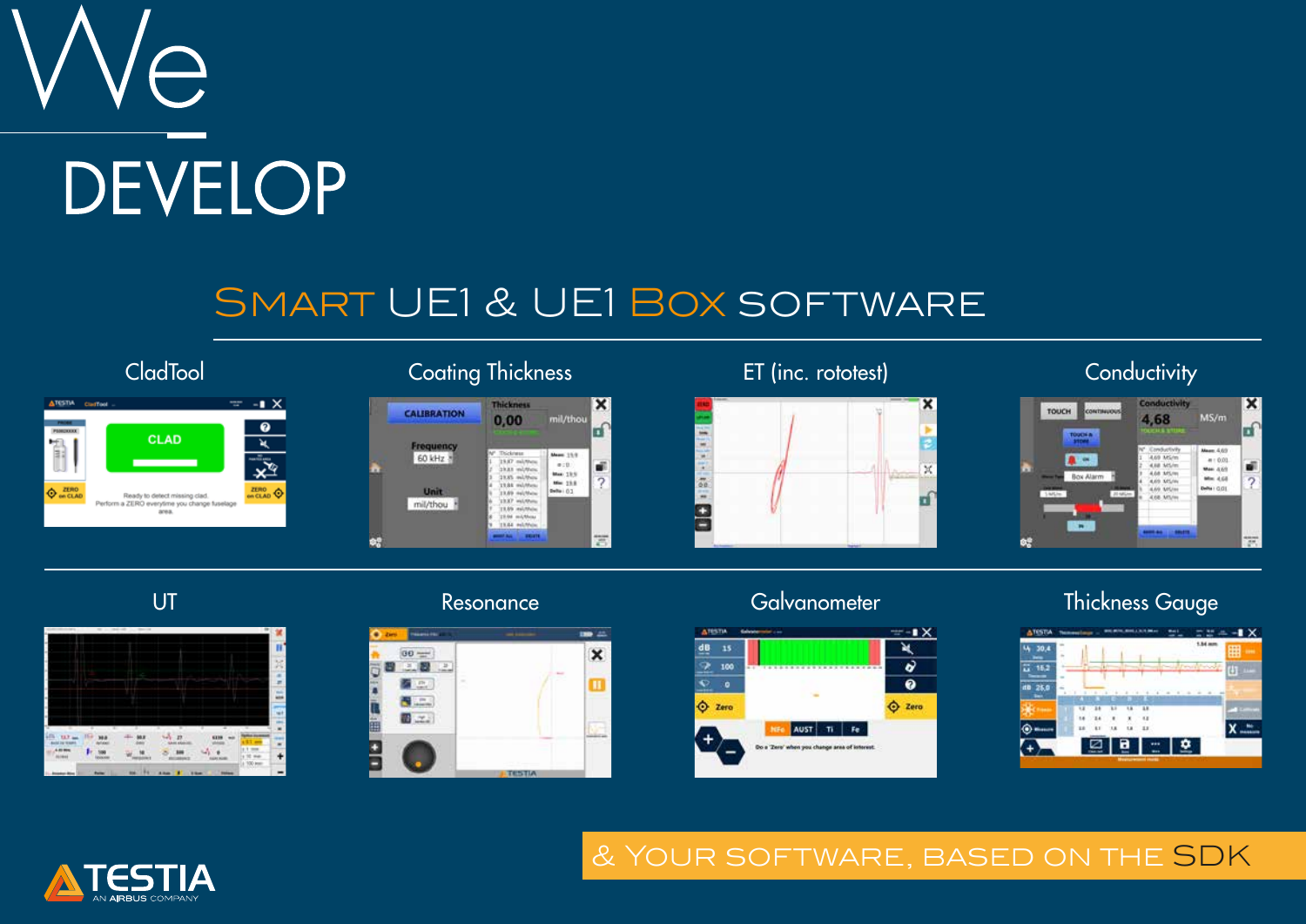# We DEVELOP

## SMART UE1 & UE1 BOX SOFTWARE

CladTool

Coating Thickness

ET (inc. rototest)

Conductivity

UT

Resonance

Galvanometer

Thickness Gauge

& YOUR SOFTWARE, BASED ON THE SDK

TESTIA
AN AIRBUS COMPANY